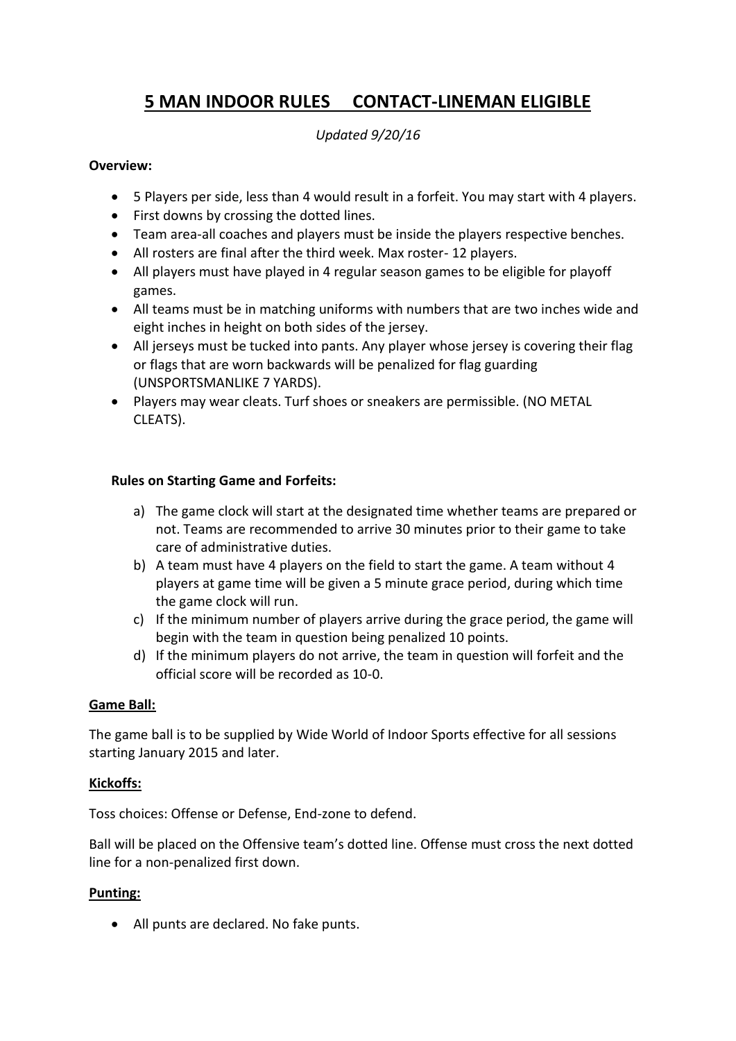# 5 MAN INDOOR RULES     CONTACT-LINEMAN ELIGIBLE

*Updated 9/20/16*

**Overview:**

- 5 Players per side, less than 4 would result in a forfeit. You may start with 4 players.
- First downs by crossing the dotted lines.
- Team area-all coaches and players must be inside the players respective benches.
- All rosters are final after the third week. Max roster- 12 players.
- All players must have played in 4 regular season games to be eligible for playoff games.
- All teams must be in matching uniforms with numbers that are two inches wide and eight inches in height on both sides of the jersey.
- All jerseys must be tucked into pants. Any player whose jersey is covering their flag or flags that are worn backwards will be penalized for flag guarding (UNSPORTSMANLIKE 7 YARDS).
- Players may wear cleats. Turf shoes or sneakers are permissible. (NO METAL CLEATS).

**Rules on Starting Game and Forfeits:**

a) The game clock will start at the designated time whether teams are prepared or not. Teams are recommended to arrive 30 minutes prior to their game to take care of administrative duties.
b) A team must have 4 players on the field to start the game. A team without 4 players at game time will be given a 5 minute grace period, during which time the game clock will run.
c) If the minimum number of players arrive during the grace period, the game will begin with the team in question being penalized 10 points.
d) If the minimum players do not arrive, the team in question will forfeit and the official score will be recorded as 10-0.

**Game Ball:**

The game ball is to be supplied by Wide World of Indoor Sports effective for all sessions starting January 2015 and later.

**Kickoffs:**

Toss choices: Offense or Defense, End-zone to defend.

Ball will be placed on the Offensive team's dotted line. Offense must cross the next dotted line for a non-penalized first down.

**Punting:**

- All punts are declared. No fake punts.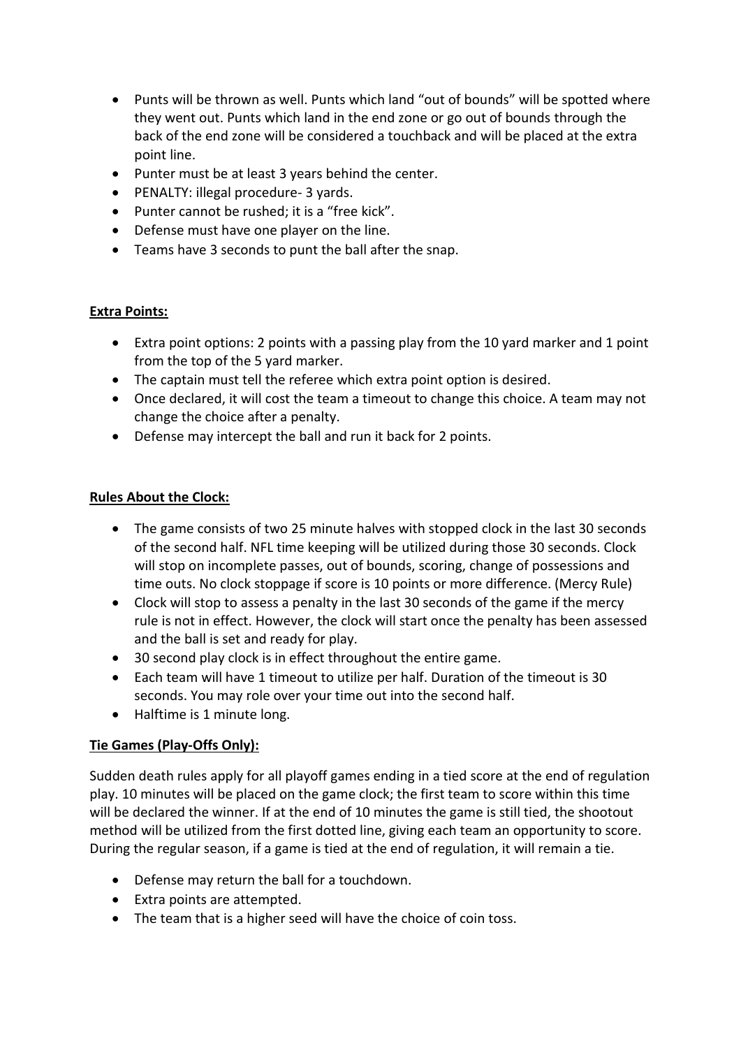- Punts will be thrown as well. Punts which land "out of bounds" will be spotted where they went out. Punts which land in the end zone or go out of bounds through the back of the end zone will be considered a touchback and will be placed at the extra point line.
- Punter must be at least 3 years behind the center.
- PENALTY: illegal procedure- 3 yards.
- Punter cannot be rushed; it is a "free kick".
- Defense must have one player on the line.
- Teams have 3 seconds to punt the ball after the snap.

**Extra Points:**

- Extra point options: 2 points with a passing play from the 10 yard marker and 1 point from the top of the 5 yard marker.
- The captain must tell the referee which extra point option is desired.
- Once declared, it will cost the team a timeout to change this choice. A team may not change the choice after a penalty.
- Defense may intercept the ball and run it back for 2 points.

**Rules About the Clock:**

- The game consists of two 25 minute halves with stopped clock in the last 30 seconds of the second half. NFL time keeping will be utilized during those 30 seconds. Clock will stop on incomplete passes, out of bounds, scoring, change of possessions and time outs. No clock stoppage if score is 10 points or more difference. (Mercy Rule)
- Clock will stop to assess a penalty in the last 30 seconds of the game if the mercy rule is not in effect. However, the clock will start once the penalty has been assessed and the ball is set and ready for play.
- 30 second play clock is in effect throughout the entire game.
- Each team will have 1 timeout to utilize per half. Duration of the timeout is 30 seconds. You may role over your time out into the second half.
- Halftime is 1 minute long.

**Tie Games (Play-Offs Only):**

Sudden death rules apply for all playoff games ending in a tied score at the end of regulation play. 10 minutes will be placed on the game clock; the first team to score within this time will be declared the winner. If at the end of 10 minutes the game is still tied, the shootout method will be utilized from the first dotted line, giving each team an opportunity to score. During the regular season, if a game is tied at the end of regulation, it will remain a tie.

- Defense may return the ball for a touchdown.
- Extra points are attempted.
- The team that is a higher seed will have the choice of coin toss.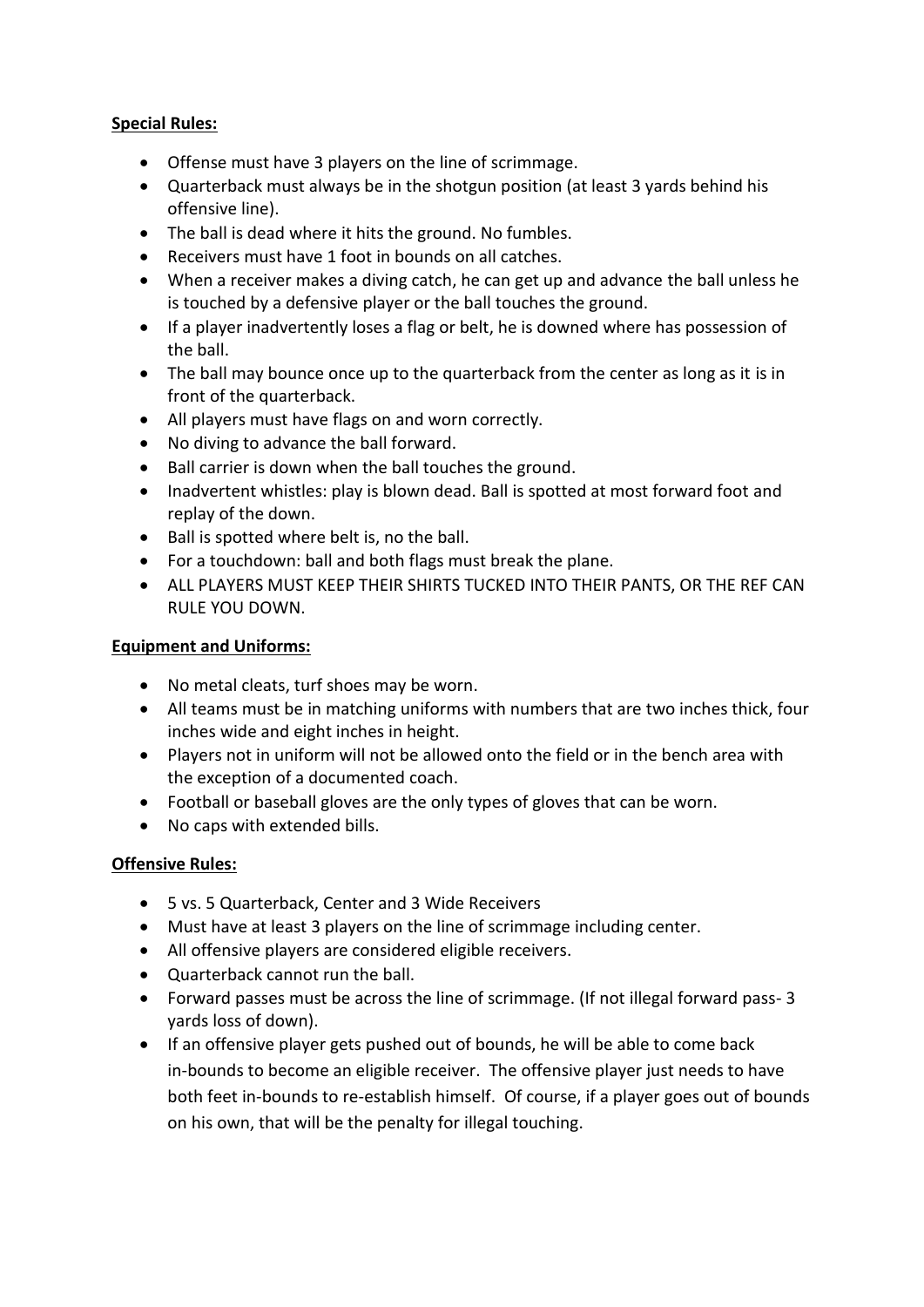**Special Rules:**

- Offense must have 3 players on the line of scrimmage.
- Quarterback must always be in the shotgun position (at least 3 yards behind his offensive line).
- The ball is dead where it hits the ground. No fumbles.
- Receivers must have 1 foot in bounds on all catches.
- When a receiver makes a diving catch, he can get up and advance the ball unless he is touched by a defensive player or the ball touches the ground.
- If a player inadvertently loses a flag or belt, he is downed where has possession of the ball.
- The ball may bounce once up to the quarterback from the center as long as it is in front of the quarterback.
- All players must have flags on and worn correctly.
- No diving to advance the ball forward.
- Ball carrier is down when the ball touches the ground.
- Inadvertent whistles: play is blown dead. Ball is spotted at most forward foot and replay of the down.
- Ball is spotted where belt is, no the ball.
- For a touchdown: ball and both flags must break the plane.
- ALL PLAYERS MUST KEEP THEIR SHIRTS TUCKED INTO THEIR PANTS, OR THE REF CAN RULE YOU DOWN.

**Equipment and Uniforms:**

- No metal cleats, turf shoes may be worn.
- All teams must be in matching uniforms with numbers that are two inches thick, four inches wide and eight inches in height.
- Players not in uniform will not be allowed onto the field or in the bench area with the exception of a documented coach.
- Football or baseball gloves are the only types of gloves that can be worn.
- No caps with extended bills.

**Offensive Rules:**

- 5 vs. 5 Quarterback, Center and 3 Wide Receivers
- Must have at least 3 players on the line of scrimmage including center.
- All offensive players are considered eligible receivers.
- Quarterback cannot run the ball.
- Forward passes must be across the line of scrimmage. (If not illegal forward pass- 3 yards loss of down).
- If an offensive player gets pushed out of bounds, he will be able to come back in-bounds to become an eligible receiver. The offensive player just needs to have both feet in-bounds to re-establish himself. Of course, if a player goes out of bounds on his own, that will be the penalty for illegal touching.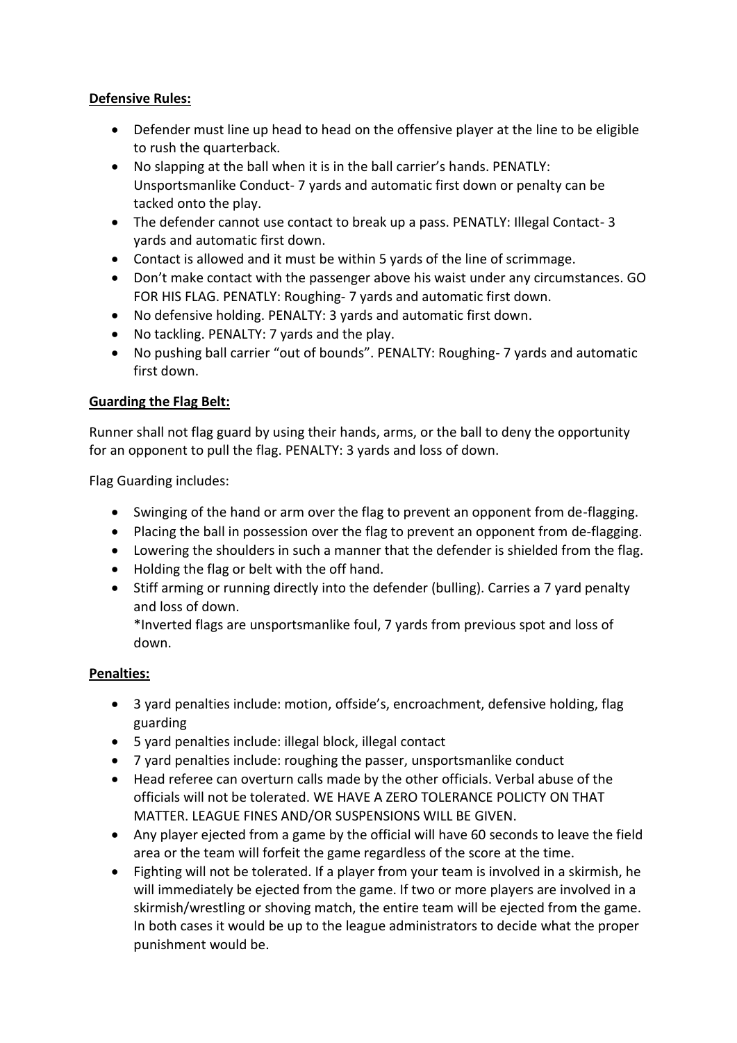**Defensive Rules:**

- Defender must line up head to head on the offensive player at the line to be eligible to rush the quarterback.
- No slapping at the ball when it is in the ball carrier's hands. PENATLY: Unsportsmanlike Conduct- 7 yards and automatic first down or penalty can be tacked onto the play.
- The defender cannot use contact to break up a pass. PENATLY: Illegal Contact- 3 yards and automatic first down.
- Contact is allowed and it must be within 5 yards of the line of scrimmage.
- Don't make contact with the passenger above his waist under any circumstances. GO FOR HIS FLAG. PENATLY: Roughing- 7 yards and automatic first down.
- No defensive holding. PENALTY: 3 yards and automatic first down.
- No tackling. PENALTY: 7 yards and the play.
- No pushing ball carrier "out of bounds". PENALTY: Roughing- 7 yards and automatic first down.

**Guarding the Flag Belt:**

Runner shall not flag guard by using their hands, arms, or the ball to deny the opportunity for an opponent to pull the flag. PENALTY: 3 yards and loss of down.

Flag Guarding includes:

- Swinging of the hand or arm over the flag to prevent an opponent from de-flagging.
- Placing the ball in possession over the flag to prevent an opponent from de-flagging.
- Lowering the shoulders in such a manner that the defender is shielded from the flag.
- Holding the flag or belt with the off hand.
- Stiff arming or running directly into the defender (bulling). Carries a 7 yard penalty and loss of down.
  *Inverted flags are unsportsmanlike foul, 7 yards from previous spot and loss of down.

**Penalties:**

- 3 yard penalties include: motion, offside's, encroachment, defensive holding, flag guarding
- 5 yard penalties include: illegal block, illegal contact
- 7 yard penalties include: roughing the passer, unsportsmanlike conduct
- Head referee can overturn calls made by the other officials. Verbal abuse of the officials will not be tolerated. WE HAVE A ZERO TOLERANCE POLICTY ON THAT MATTER. LEAGUE FINES AND/OR SUSPENSIONS WILL BE GIVEN.
- Any player ejected from a game by the official will have 60 seconds to leave the field area or the team will forfeit the game regardless of the score at the time.
- Fighting will not be tolerated. If a player from your team is involved in a skirmish, he will immediately be ejected from the game. If two or more players are involved in a skirmish/wrestling or shoving match, the entire team will be ejected from the game. In both cases it would be up to the league administrators to decide what the proper punishment would be.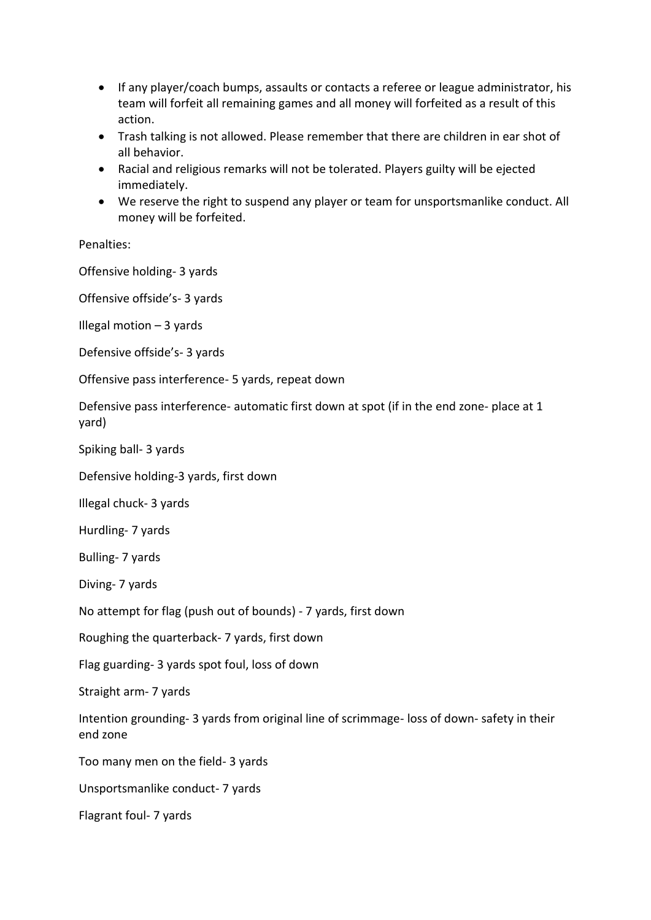- If any player/coach bumps, assaults or contacts a referee or league administrator, his team will forfeit all remaining games and all money will forfeited as a result of this action.
- Trash talking is not allowed. Please remember that there are children in ear shot of all behavior.
- Racial and religious remarks will not be tolerated. Players guilty will be ejected immediately.
- We reserve the right to suspend any player or team for unsportsmanlike conduct. All money will be forfeited.

Penalties:

Offensive holding- 3 yards

Offensive offside's- 3 yards

Illegal motion – 3 yards

Defensive offside's- 3 yards

Offensive pass interference- 5 yards, repeat down

Defensive pass interference- automatic first down at spot (if in the end zone- place at 1 yard)

Spiking ball- 3 yards

Defensive holding-3 yards, first down

Illegal chuck- 3 yards

Hurdling- 7 yards

Bulling- 7 yards

Diving- 7 yards

No attempt for flag (push out of bounds) - 7 yards, first down

Roughing the quarterback- 7 yards, first down

Flag guarding- 3 yards spot foul, loss of down

Straight arm- 7 yards

Intention grounding- 3 yards from original line of scrimmage- loss of down- safety in their end zone

Too many men on the field- 3 yards

Unsportsmanlike conduct- 7 yards

Flagrant foul- 7 yards